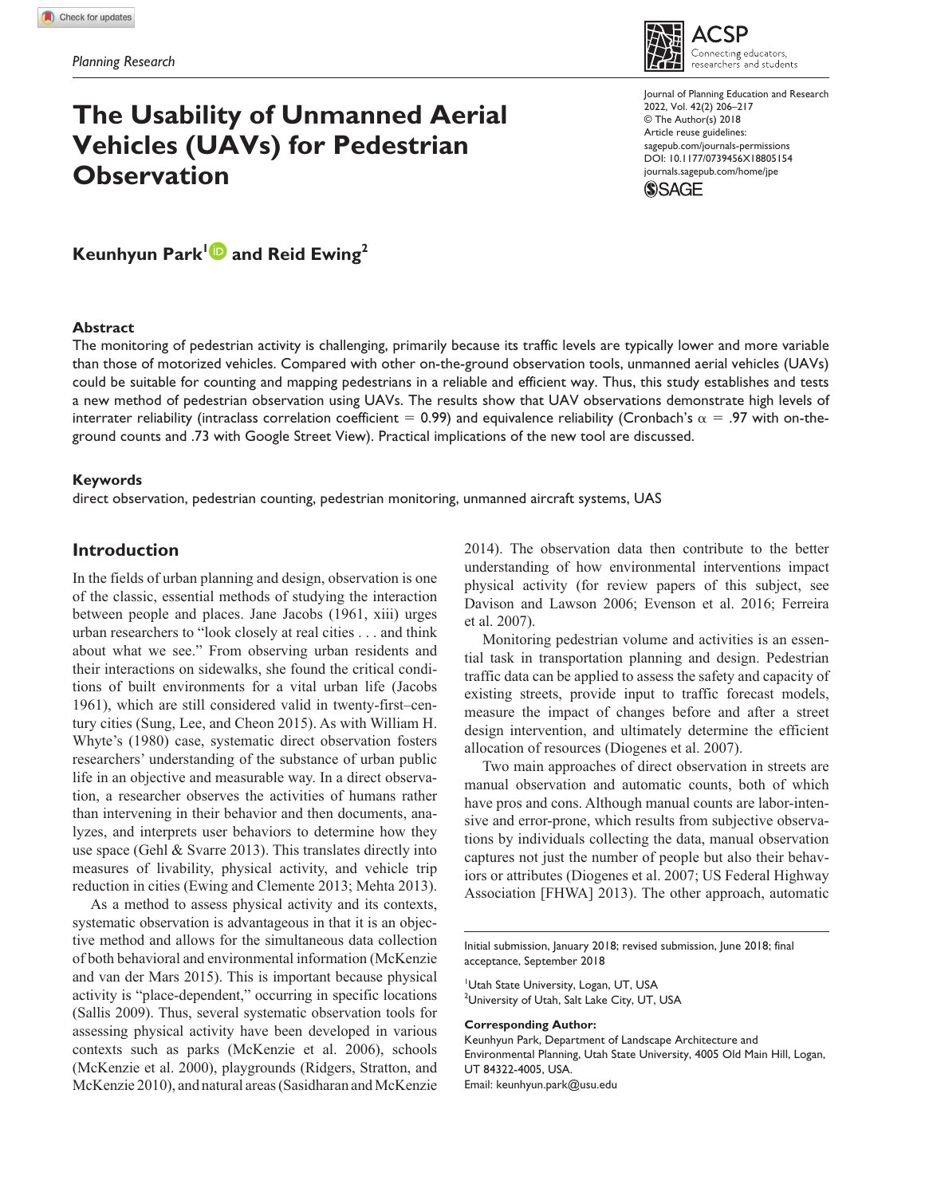Planning Research

# The Usability of Unmanned Aerial Vehicles (UAVs) for Pedestrian Observation

Journal of Planning Education and Research
2022, Vol. 42(2) 206–217
© The Author(s) 2018
Article reuse guidelines:
sagepub.com/journals-permissions
DOI: 10.1177/0739456X18805154
journals.sagepub.com/home/jpe

**Keunhyun Park[1] and Reid Ewing[2]**

### Abstract

The monitoring of pedestrian activity is challenging, primarily because its traffic levels are typically lower and more variable than those of motorized vehicles. Compared with other on-the-ground observation tools, unmanned aerial vehicles (UAVs) could be suitable for counting and mapping pedestrians in a reliable and efficient way. Thus, this study establishes and tests a new method of pedestrian observation using UAVs. The results show that UAV observations demonstrate high levels of interrater reliability (intraclass correlation coefficient = 0.99) and equivalence reliability (Cronbach's $\alpha$ = .97 with on-the-ground counts and .73 with Google Street View). Practical implications of the new tool are discussed.

### Keywords

direct observation, pedestrian counting, pedestrian monitoring, unmanned aircraft systems, UAS

## Introduction

In the fields of urban planning and design, observation is one of the classic, essential methods of studying the interaction between people and places. Jane Jacobs (1961, xiii) urges urban researchers to "look closely at real cities . . . and think about what we see." From observing urban residents and their interactions on sidewalks, she found the critical conditions of built environments for a vital urban life (Jacobs 1961), which are still considered valid in twenty-first–century cities (Sung, Lee, and Cheon 2015). As with William H. Whyte's (1980) case, systematic direct observation fosters researchers' understanding of the substance of urban public life in an objective and measurable way. In a direct observation, a researcher observes the activities of humans rather than intervening in their behavior and then documents, analyzes, and interprets user behaviors to determine how they use space (Gehl & Svarre 2013). This translates directly into measures of livability, physical activity, and vehicle trip reduction in cities (Ewing and Clemente 2013; Mehta 2013).

As a method to assess physical activity and its contexts, systematic observation is advantageous in that it is an objective method and allows for the simultaneous data collection of both behavioral and environmental information (McKenzie and van der Mars 2015). This is important because physical activity is "place-dependent," occurring in specific locations (Sallis 2009). Thus, several systematic observation tools for assessing physical activity have been developed in various contexts such as parks (McKenzie et al. 2006), schools (McKenzie et al. 2000), playgrounds (Ridgers, Stratton, and McKenzie 2010), and natural areas (Sasidharan and McKenzie 2014). The observation data then contribute to the better understanding of how environmental interventions impact physical activity (for review papers of this subject, see Davison and Lawson 2006; Evenson et al. 2016; Ferreira et al. 2007).

Monitoring pedestrian volume and activities is an essential task in transportation planning and design. Pedestrian traffic data can be applied to assess the safety and capacity of existing streets, provide input to traffic forecast models, measure the impact of changes before and after a street design intervention, and ultimately determine the efficient allocation of resources (Diogenes et al. 2007).

Two main approaches of direct observation in streets are manual observation and automatic counts, both of which have pros and cons. Although manual counts are labor-intensive and error-prone, which results from subjective observations by individuals collecting the data, manual observation captures not just the number of people but also their behaviors or attributes (Diogenes et al. 2007; US Federal Highway Association [FHWA] 2013). The other approach, automatic

Initial submission, January 2018; revised submission, June 2018; final acceptance, September 2018

[1]Utah State University, Logan, UT, USA
[2]University of Utah, Salt Lake City, UT, USA

**Corresponding Author:**
Keunhyun Park, Department of Landscape Architecture and Environmental Planning, Utah State University, 4005 Old Main Hill, Logan, UT 84322-4005, USA.
Email: keunhyun.park@usu.edu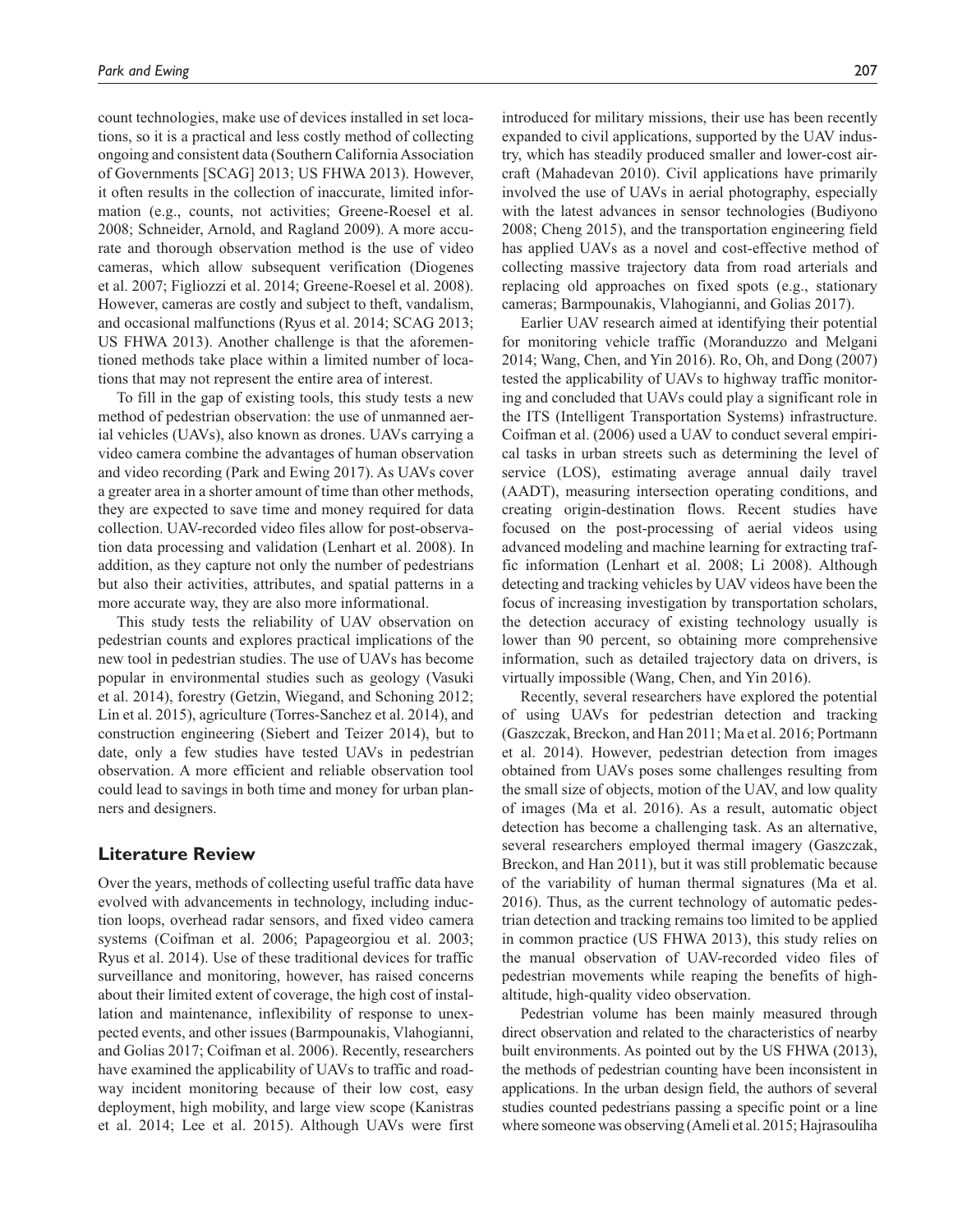count technologies, make use of devices installed in set locations, so it is a practical and less costly method of collecting ongoing and consistent data (Southern California Association of Governments [SCAG] 2013; US FHWA 2013). However, it often results in the collection of inaccurate, limited information (e.g., counts, not activities; Greene-Roesel et al. 2008; Schneider, Arnold, and Ragland 2009). A more accurate and thorough observation method is the use of video cameras, which allow subsequent verification (Diogenes et al. 2007; Figliozzi et al. 2014; Greene-Roesel et al. 2008). However, cameras are costly and subject to theft, vandalism, and occasional malfunctions (Ryus et al. 2014; SCAG 2013; US FHWA 2013). Another challenge is that the aforementioned methods take place within a limited number of locations that may not represent the entire area of interest.

To fill in the gap of existing tools, this study tests a new method of pedestrian observation: the use of unmanned aerial vehicles (UAVs), also known as drones. UAVs carrying a video camera combine the advantages of human observation and video recording (Park and Ewing 2017). As UAVs cover a greater area in a shorter amount of time than other methods, they are expected to save time and money required for data collection. UAV-recorded video files allow for post-observation data processing and validation (Lenhart et al. 2008). In addition, as they capture not only the number of pedestrians but also their activities, attributes, and spatial patterns in a more accurate way, they are also more informational.

This study tests the reliability of UAV observation on pedestrian counts and explores practical implications of the new tool in pedestrian studies. The use of UAVs has become popular in environmental studies such as geology (Vasuki et al. 2014), forestry (Getzin, Wiegand, and Schoning 2012; Lin et al. 2015), agriculture (Torres-Sanchez et al. 2014), and construction engineering (Siebert and Teizer 2014), but to date, only a few studies have tested UAVs in pedestrian observation. A more efficient and reliable observation tool could lead to savings in both time and money for urban planners and designers.

## Literature Review

Over the years, methods of collecting useful traffic data have evolved with advancements in technology, including induction loops, overhead radar sensors, and fixed video camera systems (Coifman et al. 2006; Papageorgiou et al. 2003; Ryus et al. 2014). Use of these traditional devices for traffic surveillance and monitoring, however, has raised concerns about their limited extent of coverage, the high cost of installation and maintenance, inflexibility of response to unexpected events, and other issues (Barmpounakis, Vlahogianni, and Golias 2017; Coifman et al. 2006). Recently, researchers have examined the applicability of UAVs to traffic and roadway incident monitoring because of their low cost, easy deployment, high mobility, and large view scope (Kanistras et al. 2014; Lee et al. 2015). Although UAVs were first introduced for military missions, their use has been recently expanded to civil applications, supported by the UAV industry, which has steadily produced smaller and lower-cost aircraft (Mahadevan 2010). Civil applications have primarily involved the use of UAVs in aerial photography, especially with the latest advances in sensor technologies (Budiyono 2008; Cheng 2015), and the transportation engineering field has applied UAVs as a novel and cost-effective method of collecting massive trajectory data from road arterials and replacing old approaches on fixed spots (e.g., stationary cameras; Barmpounakis, Vlahogianni, and Golias 2017).

Earlier UAV research aimed at identifying their potential for monitoring vehicle traffic (Moranduzzo and Melgani 2014; Wang, Chen, and Yin 2016). Ro, Oh, and Dong (2007) tested the applicability of UAVs to highway traffic monitoring and concluded that UAVs could play a significant role in the ITS (Intelligent Transportation Systems) infrastructure. Coifman et al. (2006) used a UAV to conduct several empirical tasks in urban streets such as determining the level of service (LOS), estimating average annual daily travel (AADT), measuring intersection operating conditions, and creating origin-destination flows. Recent studies have focused on the post-processing of aerial videos using advanced modeling and machine learning for extracting traffic information (Lenhart et al. 2008; Li 2008). Although detecting and tracking vehicles by UAV videos have been the focus of increasing investigation by transportation scholars, the detection accuracy of existing technology usually is lower than 90 percent, so obtaining more comprehensive information, such as detailed trajectory data on drivers, is virtually impossible (Wang, Chen, and Yin 2016).

Recently, several researchers have explored the potential of using UAVs for pedestrian detection and tracking (Gaszczak, Breckon, and Han 2011; Ma et al. 2016; Portmann et al. 2014). However, pedestrian detection from images obtained from UAVs poses some challenges resulting from the small size of objects, motion of the UAV, and low quality of images (Ma et al. 2016). As a result, automatic object detection has become a challenging task. As an alternative, several researchers employed thermal imagery (Gaszczak, Breckon, and Han 2011), but it was still problematic because of the variability of human thermal signatures (Ma et al. 2016). Thus, as the current technology of automatic pedestrian detection and tracking remains too limited to be applied in common practice (US FHWA 2013), this study relies on the manual observation of UAV-recorded video files of pedestrian movements while reaping the benefits of high-altitude, high-quality video observation.

Pedestrian volume has been mainly measured through direct observation and related to the characteristics of nearby built environments. As pointed out by the US FHWA (2013), the methods of pedestrian counting have been inconsistent in applications. In the urban design field, the authors of several studies counted pedestrians passing a specific point or a line where someone was observing (Ameli et al. 2015; Hajrasouliha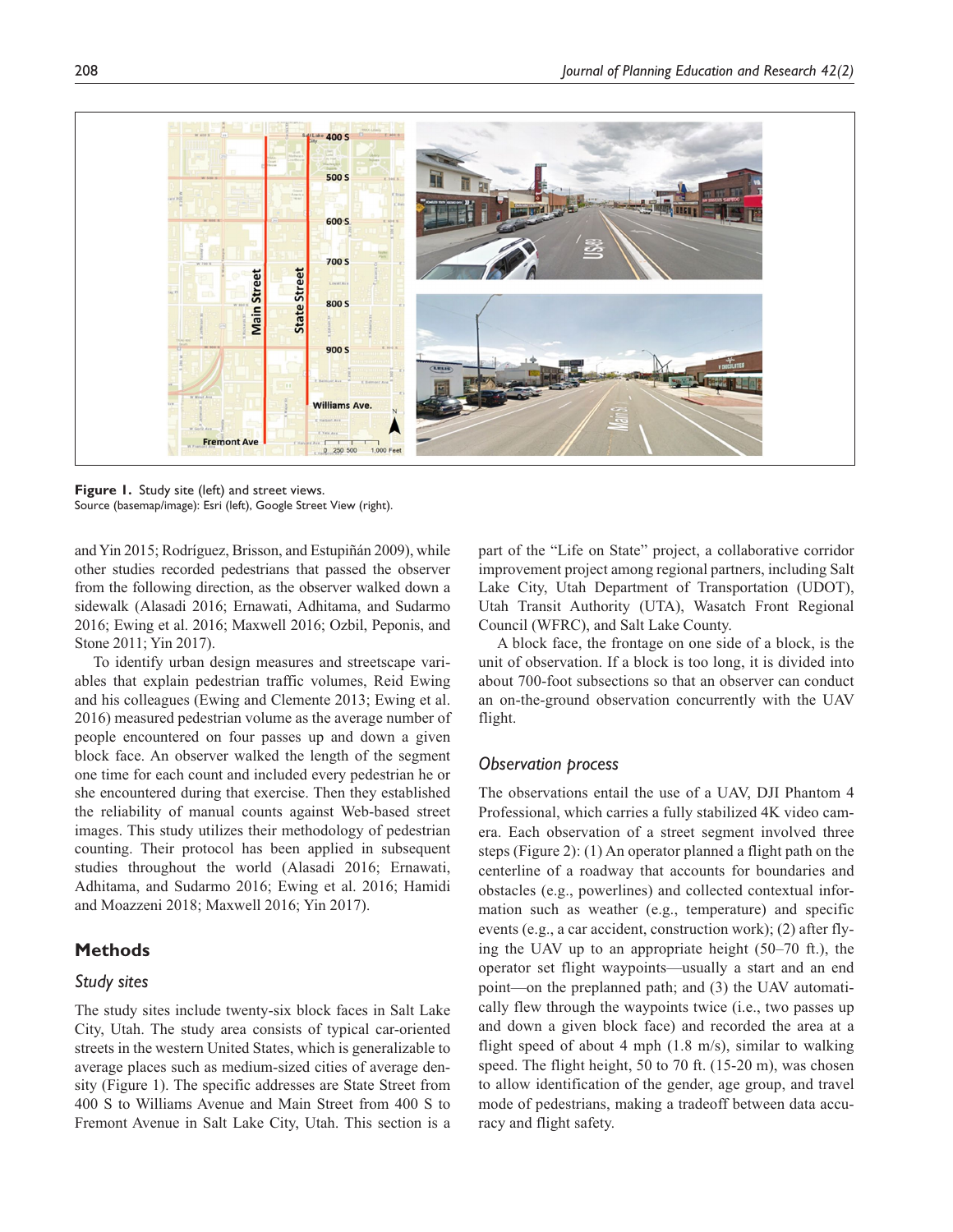**Figure 1.** Study site (left) and street views.
Source (basemap/image): Esri (left), Google Street View (right).

and Yin 2015; Rodríguez, Brisson, and Estupiñán 2009), while other studies recorded pedestrians that passed the observer from the following direction, as the observer walked down a sidewalk (Alasadi 2016; Ernawati, Adhitama, and Sudarmo 2016; Ewing et al. 2016; Maxwell 2016; Ozbil, Peponis, and Stone 2011; Yin 2017).

To identify urban design measures and streetscape variables that explain pedestrian traffic volumes, Reid Ewing and his colleagues (Ewing and Clemente 2013; Ewing et al. 2016) measured pedestrian volume as the average number of people encountered on four passes up and down a given block face. An observer walked the length of the segment one time for each count and included every pedestrian he or she encountered during that exercise. Then they established the reliability of manual counts against Web-based street images. This study utilizes their methodology of pedestrian counting. Their protocol has been applied in subsequent studies throughout the world (Alasadi 2016; Ernawati, Adhitama, and Sudarmo 2016; Ewing et al. 2016; Hamidi and Moazzeni 2018; Maxwell 2016; Yin 2017).

## Methods

### *Study sites*

The study sites include twenty-six block faces in Salt Lake City, Utah. The study area consists of typical car-oriented streets in the western United States, which is generalizable to average places such as medium-sized cities of average density (Figure 1). The specific addresses are State Street from 400 S to Williams Avenue and Main Street from 400 S to Fremont Avenue in Salt Lake City, Utah. This section is a part of the "Life on State" project, a collaborative corridor improvement project among regional partners, including Salt Lake City, Utah Department of Transportation (UDOT), Utah Transit Authority (UTA), Wasatch Front Regional Council (WFRC), and Salt Lake County.

A block face, the frontage on one side of a block, is the unit of observation. If a block is too long, it is divided into about 700-foot subsections so that an observer can conduct an on-the-ground observation concurrently with the UAV flight.

### *Observation process*

The observations entail the use of a UAV, DJI Phantom 4 Professional, which carries a fully stabilized 4K video camera. Each observation of a street segment involved three steps (Figure 2): (1) An operator planned a flight path on the centerline of a roadway that accounts for boundaries and obstacles (e.g., powerlines) and collected contextual information such as weather (e.g., temperature) and specific events (e.g., a car accident, construction work); (2) after flying the UAV up to an appropriate height (50–70 ft.), the operator set flight waypoints—usually a start and an end point—on the preplanned path; and (3) the UAV automatically flew through the waypoints twice (i.e., two passes up and down a given block face) and recorded the area at a flight speed of about 4 mph (1.8 m/s), similar to walking speed. The flight height, 50 to 70 ft. (15-20 m), was chosen to allow identification of the gender, age group, and travel mode of pedestrians, making a tradeoff between data accuracy and flight safety.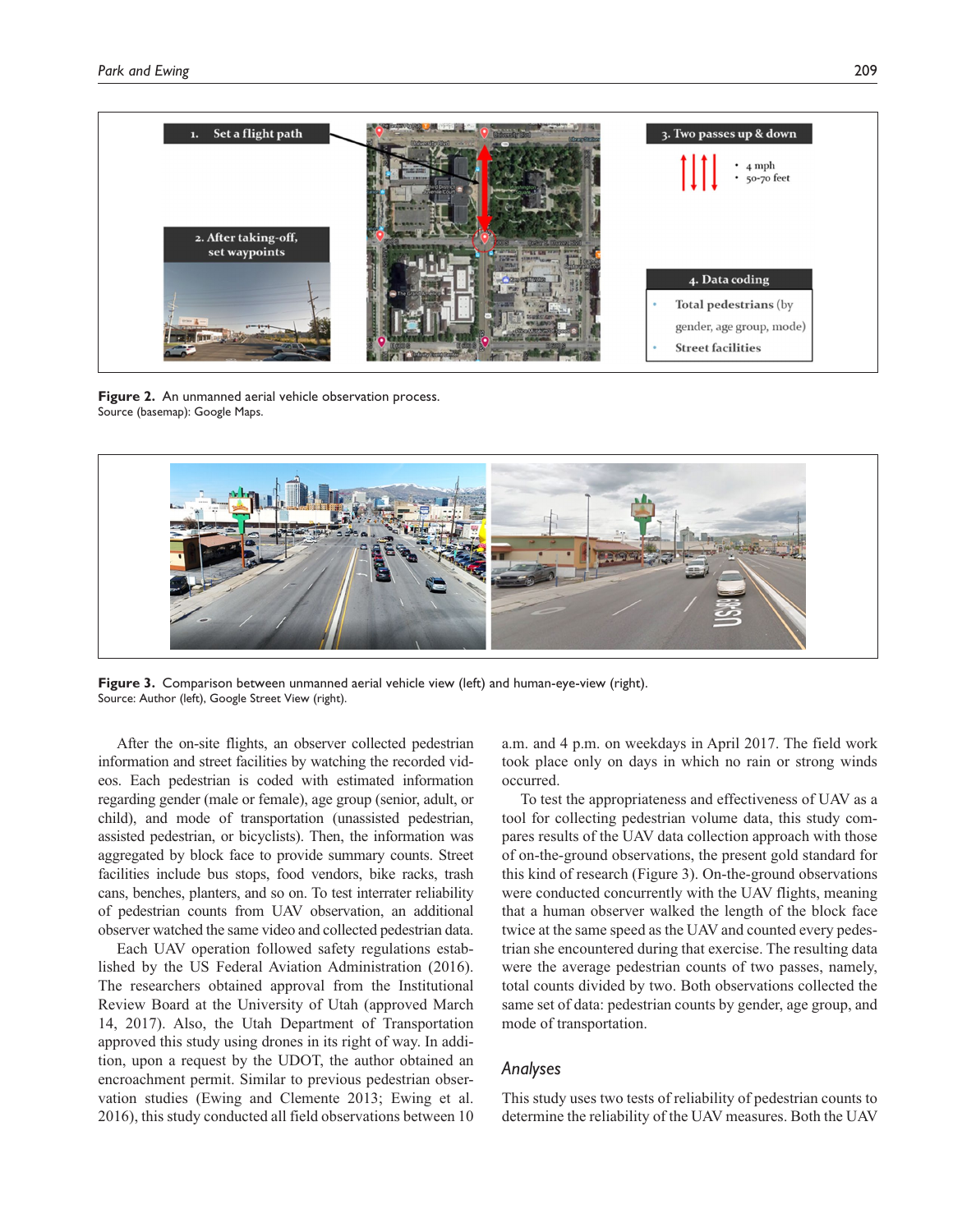Figure 2. An unmanned aerial vehicle observation process.
Source (basemap): Google Maps.

Figure 3. Comparison between unmanned aerial vehicle view (left) and human-eye-view (right).
Source: Author (left), Google Street View (right).

After the on-site flights, an observer collected pedestrian information and street facilities by watching the recorded videos. Each pedestrian is coded with estimated information regarding gender (male or female), age group (senior, adult, or child), and mode of transportation (unassisted pedestrian, assisted pedestrian, or bicyclists). Then, the information was aggregated by block face to provide summary counts. Street facilities include bus stops, food vendors, bike racks, trash cans, benches, planters, and so on. To test interrater reliability of pedestrian counts from UAV observation, an additional observer watched the same video and collected pedestrian data.

Each UAV operation followed safety regulations established by the US Federal Aviation Administration (2016). The researchers obtained approval from the Institutional Review Board at the University of Utah (approved March 14, 2017). Also, the Utah Department of Transportation approved this study using drones in its right of way. In addition, upon a request by the UDOT, the author obtained an encroachment permit. Similar to previous pedestrian observation studies (Ewing and Clemente 2013; Ewing et al. 2016), this study conducted all field observations between 10 a.m. and 4 p.m. on weekdays in April 2017. The field work took place only on days in which no rain or strong winds occurred.

To test the appropriateness and effectiveness of UAV as a tool for collecting pedestrian volume data, this study compares results of the UAV data collection approach with those of on-the-ground observations, the present gold standard for this kind of research (Figure 3). On-the-ground observations were conducted concurrently with the UAV flights, meaning that a human observer walked the length of the block face twice at the same speed as the UAV and counted every pedestrian she encountered during that exercise. The resulting data were the average pedestrian counts of two passes, namely, total counts divided by two. Both observations collected the same set of data: pedestrian counts by gender, age group, and mode of transportation.

## *Analyses*

This study uses two tests of reliability of pedestrian counts to determine the reliability of the UAV measures. Both the UAV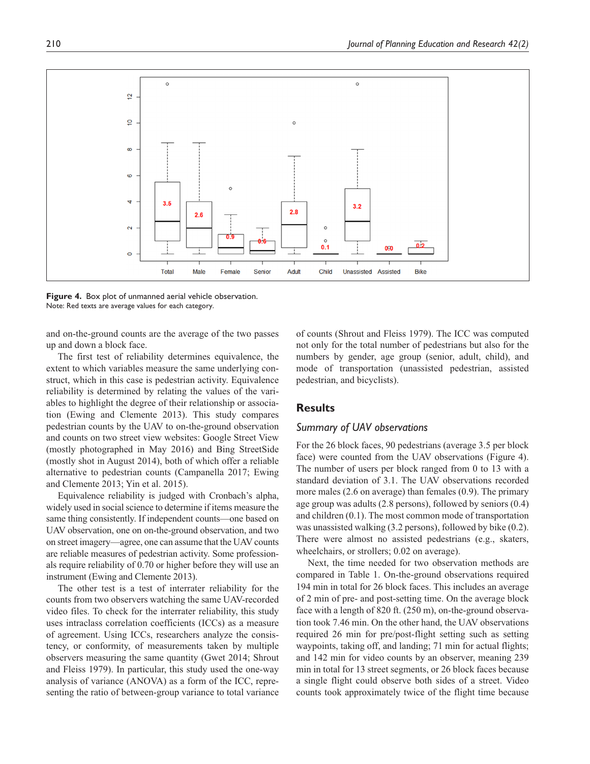**Figure 4.** Box plot of unmanned aerial vehicle observation.
Note: Red texts are average values for each category.

and on-the-ground counts are the average of the two passes up and down a block face.

The first test of reliability determines equivalence, the extent to which variables measure the same underlying construct, which in this case is pedestrian activity. Equivalence reliability is determined by relating the values of the variables to highlight the degree of their relationship or association (Ewing and Clemente 2013). This study compares pedestrian counts by the UAV to on-the-ground observation and counts on two street view websites: Google Street View (mostly photographed in May 2016) and Bing StreetSide (mostly shot in August 2014), both of which offer a reliable alternative to pedestrian counts (Campanella 2017; Ewing and Clemente 2013; Yin et al. 2015).

Equivalence reliability is judged with Cronbach's alpha, widely used in social science to determine if items measure the same thing consistently. If independent counts—one based on UAV observation, one on on-the-ground observation, and two on street imagery—agree, one can assume that the UAV counts are reliable measures of pedestrian activity. Some professionals require reliability of 0.70 or higher before they will use an instrument (Ewing and Clemente 2013).

The other test is a test of interrater reliability for the counts from two observers watching the same UAV-recorded video files. To check for the interrater reliability, this study uses intraclass correlation coefficients (ICCs) as a measure of agreement. Using ICCs, researchers analyze the consistency, or conformity, of measurements taken by multiple observers measuring the same quantity (Gwet 2014; Shrout and Fleiss 1979). In particular, this study used the one-way analysis of variance (ANOVA) as a form of the ICC, representing the ratio of between-group variance to total variance of counts (Shrout and Fleiss 1979). The ICC was computed not only for the total number of pedestrians but also for the numbers by gender, age group (senior, adult, child), and mode of transportation (unassisted pedestrian, assisted pedestrian, and bicyclists).

## Results

### *Summary of UAV observations*

For the 26 block faces, 90 pedestrians (average 3.5 per block face) were counted from the UAV observations (Figure 4). The number of users per block ranged from 0 to 13 with a standard deviation of 3.1. The UAV observations recorded more males (2.6 on average) than females (0.9). The primary age group was adults (2.8 persons), followed by seniors (0.4) and children (0.1). The most common mode of transportation was unassisted walking (3.2 persons), followed by bike (0.2). There were almost no assisted pedestrians (e.g., skaters, wheelchairs, or strollers; 0.02 on average).

Next, the time needed for two observation methods are compared in Table 1. On-the-ground observations required 194 min in total for 26 block faces. This includes an average of 2 min of pre- and post-setting time. On the average block face with a length of 820 ft. (250 m), on-the-ground observation took 7.46 min. On the other hand, the UAV observations required 26 min for pre/post-flight setting such as setting waypoints, taking off, and landing; 71 min for actual flights; and 142 min for video counts by an observer, meaning 239 min in total for 13 street segments, or 26 block faces because a single flight could observe both sides of a street. Video counts took approximately twice of the flight time because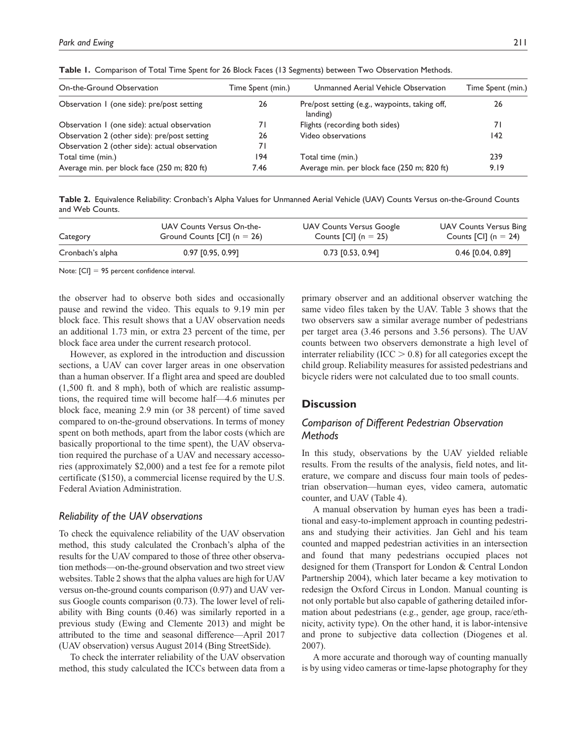**Table 1.** Comparison of Total Time Spent for 26 Block Faces (13 Segments) between Two Observation Methods.

| On-the-Ground Observation | Time Spent (min.) | Unmanned Aerial Vehicle Observation | Time Spent (min.) |
|---|---|---|---|
| Observation 1 (one side): pre/post setting | 26 | Pre/post setting (e.g., waypoints, taking off, landing) | 26 |
| Observation 1 (one side): actual observation | 71 | Flights (recording both sides) | 71 |
| Observation 2 (other side): pre/post setting | 26 | Video observations | 142 |
| Observation 2 (other side): actual observation | 71 | | |
| Total time (min.) | 194 | Total time (min.) | 239 |
| Average min. per block face (250 m; 820 ft) | 7.46 | Average min. per block face (250 m; 820 ft) | 9.19 |

**Table 2.** Equivalence Reliability: Cronbach's Alpha Values for Unmanned Aerial Vehicle (UAV) Counts Versus on-the-Ground Counts and Web Counts.

| Category | UAV Counts Versus On-the-Ground Counts [CI] ($n = 26$) | UAV Counts Versus Google Counts [CI] ($n = 25$) | UAV Counts Versus Bing Counts [CI] ($n = 24$) |
|---|---|---|---|
| Cronbach's alpha | 0.97 [0.95, 0.99] | 0.73 [0.53, 0.94] | 0.46 [0.04, 0.89] |

Note: [CI] = 95 percent confidence interval.

the observer had to observe both sides and occasionally pause and rewind the video. This equals to 9.19 min per block face. This result shows that a UAV observation needs an additional 1.73 min, or extra 23 percent of the time, per block face area under the current research protocol.

However, as explored in the introduction and discussion sections, a UAV can cover larger areas in one observation than a human observer. If a flight area and speed are doubled (1,500 ft. and 8 mph), both of which are realistic assumptions, the required time will become half—4.6 minutes per block face, meaning 2.9 min (or 38 percent) of time saved compared to on-the-ground observations. In terms of money spent on both methods, apart from the labor costs (which are basically proportional to the time spent), the UAV observation required the purchase of a UAV and necessary accessories (approximately $2,000) and a test fee for a remote pilot certificate ($150), a commercial license required by the U.S. Federal Aviation Administration.

### *Reliability of the UAV observations*

To check the equivalence reliability of the UAV observation method, this study calculated the Cronbach's alpha of the results for the UAV compared to those of three other observation methods—on-the-ground observation and two street view websites. Table 2 shows that the alpha values are high for UAV versus on-the-ground counts comparison (0.97) and UAV versus Google counts comparison (0.73). The lower level of reliability with Bing counts (0.46) was similarly reported in a previous study (Ewing and Clemente 2013) and might be attributed to the time and seasonal difference—April 2017 (UAV observation) versus August 2014 (Bing StreetSide).

To check the interrater reliability of the UAV observation method, this study calculated the ICCs between data from a primary observer and an additional observer watching the same video files taken by the UAV. Table 3 shows that the two observers saw a similar average number of pedestrians per target area (3.46 persons and 3.56 persons). The UAV counts between two observers demonstrate a high level of interrater reliability (ICC $> 0.8$) for all categories except the child group. Reliability measures for assisted pedestrians and bicycle riders were not calculated due to too small counts.

## Discussion

### *Comparison of Different Pedestrian Observation Methods*

In this study, observations by the UAV yielded reliable results. From the results of the analysis, field notes, and literature, we compare and discuss four main tools of pedestrian observation—human eyes, video camera, automatic counter, and UAV (Table 4).

A manual observation by human eyes has been a traditional and easy-to-implement approach in counting pedestrians and studying their activities. Jan Gehl and his team counted and mapped pedestrian activities in an intersection and found that many pedestrians occupied places not designed for them (Transport for London & Central London Partnership 2004), which later became a key motivation to redesign the Oxford Circus in London. Manual counting is not only portable but also capable of gathering detailed information about pedestrians (e.g., gender, age group, race/ethnicity, activity type). On the other hand, it is labor-intensive and prone to subjective data collection (Diogenes et al. 2007).

A more accurate and thorough way of counting manually is by using video cameras or time-lapse photography for they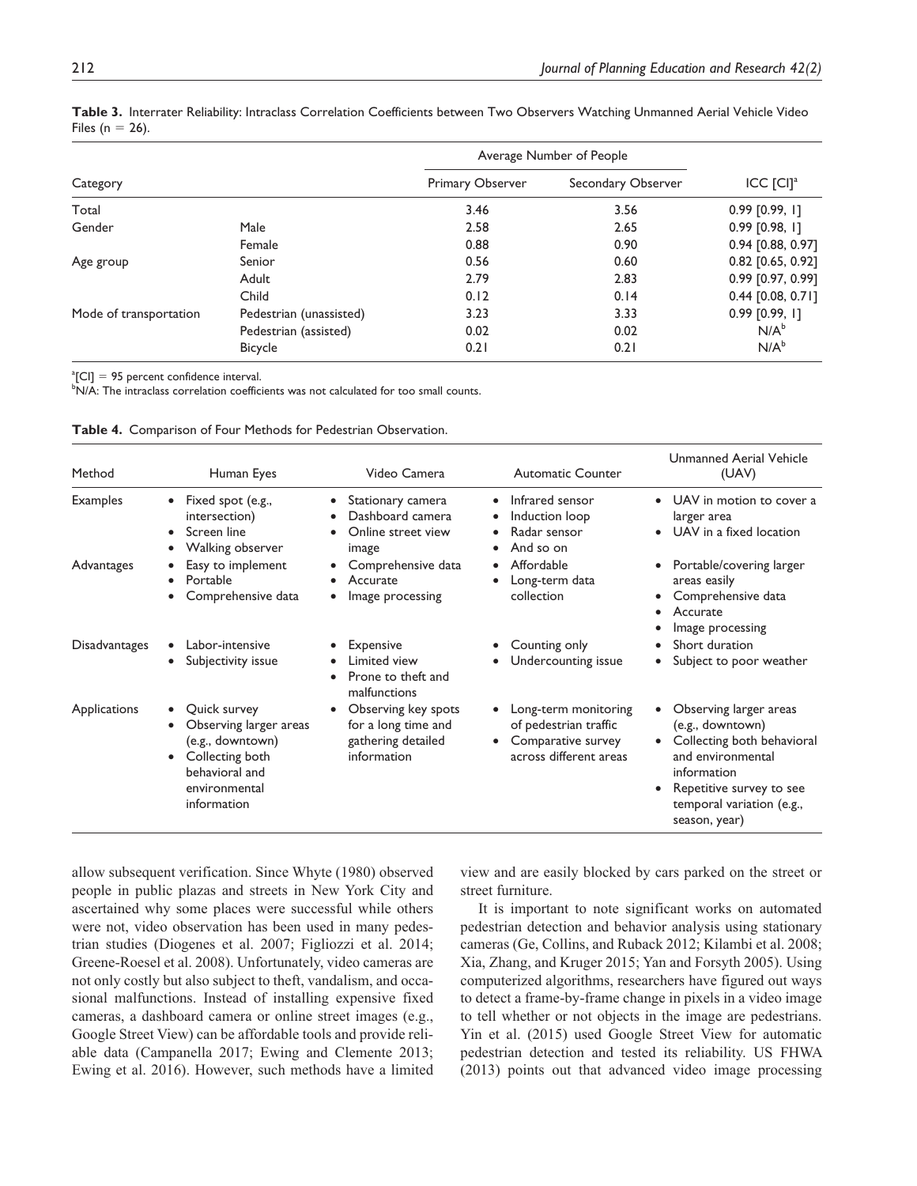**Table 3.** Interrater Reliability: Intraclass Correlation Coefficients between Two Observers Watching Unmanned Aerial Vehicle Video Files (n = 26).

| Category | | Average Number of People | | ICC [CI][a] |
|---|---|---|---|---|
| | | Primary Observer | Secondary Observer | |
| Total | | 3.46 | 3.56 | 0.99 [0.99, 1] |
| Gender | Male | 2.58 | 2.65 | 0.99 [0.98, 1] |
| | Female | 0.88 | 0.90 | 0.94 [0.88, 0.97] |
| Age group | Senior | 0.56 | 0.60 | 0.82 [0.65, 0.92] |
| | Adult | 2.79 | 2.83 | 0.99 [0.97, 0.99] |
| | Child | 0.12 | 0.14 | 0.44 [0.08, 0.71] |
| Mode of transportation | Pedestrian (unassisted) | 3.23 | 3.33 | 0.99 [0.99, 1] |
| | Pedestrian (assisted) | 0.02 | 0.02 | N/A[b] |
| | Bicycle | 0.21 | 0.21 | N/A[b] |

[a][CI] = 95 percent confidence interval.
[b]N/A: The intraclass correlation coefficients was not calculated for too small counts.

**Table 4.** Comparison of Four Methods for Pedestrian Observation.

| Method | Human Eyes | Video Camera | Automatic Counter | Unmanned Aerial Vehicle (UAV) |
|---|---|---|---|---|
| Examples | • Fixed spot (e.g., intersection)<br>• Screen line<br>• Walking observer | • Stationary camera<br>• Dashboard camera<br>• Online street view image | • Infrared sensor<br>• Induction loop<br>• Radar sensor<br>• And so on | • UAV in motion to cover a larger area<br>• UAV in a fixed location |
| Advantages | • Easy to implement<br>• Portable<br>• Comprehensive data | • Comprehensive data<br>• Accurate<br>• Image processing | • Affordable<br>• Long-term data collection | • Portable/covering larger areas easily<br>• Comprehensive data<br>• Accurate<br>• Image processing |
| Disadvantages | • Labor-intensive<br>• Subjectivity issue | • Expensive<br>• Limited view<br>• Prone to theft and malfunctions | • Counting only<br>• Undercounting issue | • Short duration<br>• Subject to poor weather |
| Applications | • Quick survey<br>• Observing larger areas (e.g., downtown)<br>• Collecting both behavioral and environmental information | • Observing key spots for a long time and gathering detailed information | • Long-term monitoring of pedestrian traffic<br>• Comparative survey across different areas | • Observing larger areas (e.g., downtown)<br>• Collecting both behavioral and environmental information<br>• Repetitive survey to see temporal variation (e.g., season, year) |

allow subsequent verification. Since Whyte (1980) observed people in public plazas and streets in New York City and ascertained why some places were successful while others were not, video observation has been used in many pedestrian studies (Diogenes et al. 2007; Figliozzi et al. 2014; Greene-Roesel et al. 2008). Unfortunately, video cameras are not only costly but also subject to theft, vandalism, and occasional malfunctions. Instead of installing expensive fixed cameras, a dashboard camera or online street images (e.g., Google Street View) can be affordable tools and provide reliable data (Campanella 2017; Ewing and Clemente 2013; Ewing et al. 2016). However, such methods have a limited view and are easily blocked by cars parked on the street or street furniture.

It is important to note significant works on automated pedestrian detection and behavior analysis using stationary cameras (Ge, Collins, and Ruback 2012; Kilambi et al. 2008; Xia, Zhang, and Kruger 2015; Yan and Forsyth 2005). Using computerized algorithms, researchers have figured out ways to detect a frame-by-frame change in pixels in a video image to tell whether or not objects in the image are pedestrians. Yin et al. (2015) used Google Street View for automatic pedestrian detection and tested its reliability. US FHWA (2013) points out that advanced video image processing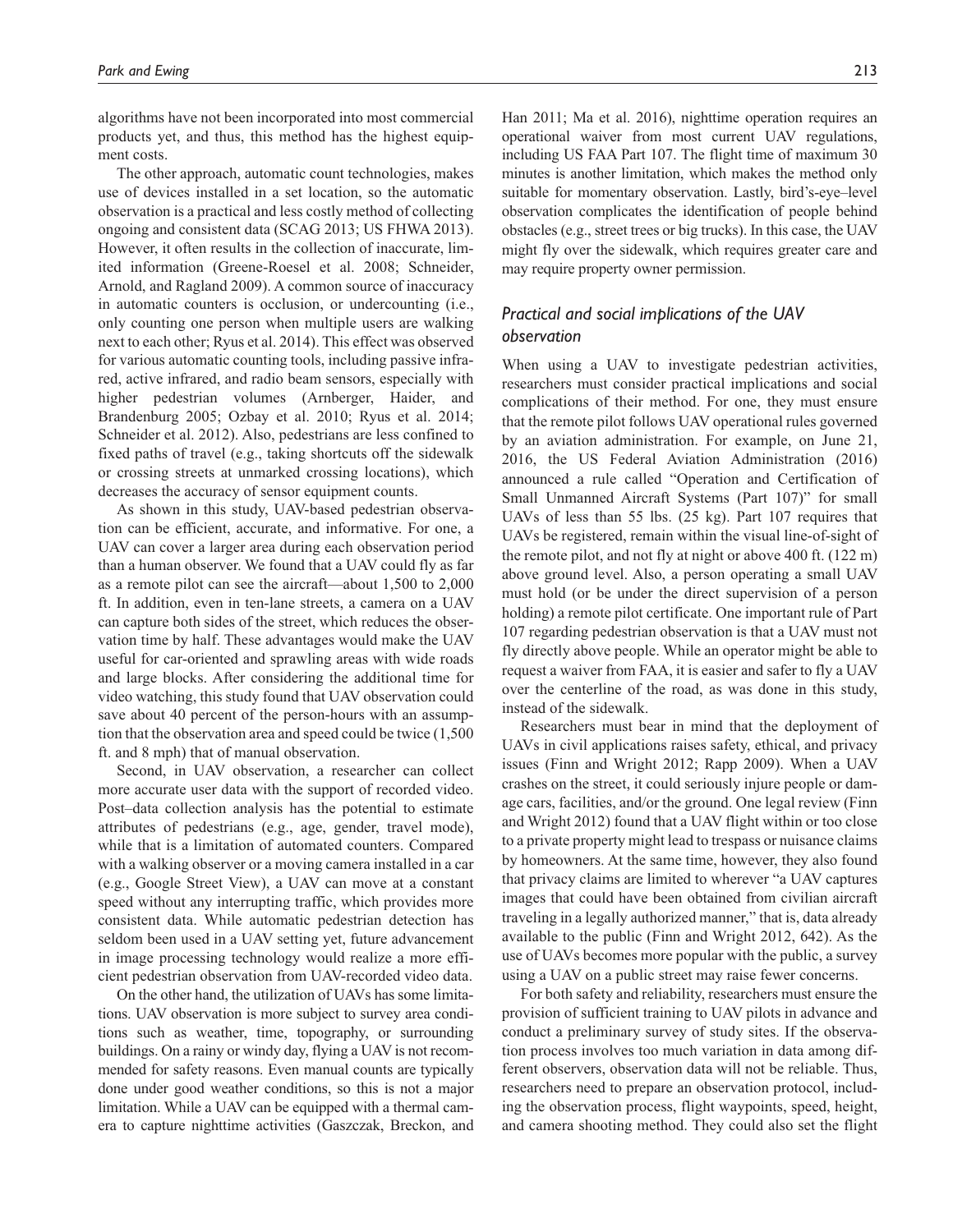algorithms have not been incorporated into most commercial products yet, and thus, this method has the highest equipment costs.

The other approach, automatic count technologies, makes use of devices installed in a set location, so the automatic observation is a practical and less costly method of collecting ongoing and consistent data (SCAG 2013; US FHWA 2013). However, it often results in the collection of inaccurate, limited information (Greene-Roesel et al. 2008; Schneider, Arnold, and Ragland 2009). A common source of inaccuracy in automatic counters is occlusion, or undercounting (i.e., only counting one person when multiple users are walking next to each other; Ryus et al. 2014). This effect was observed for various automatic counting tools, including passive infrared, active infrared, and radio beam sensors, especially with higher pedestrian volumes (Arnberger, Haider, and Brandenburg 2005; Ozbay et al. 2010; Ryus et al. 2014; Schneider et al. 2012). Also, pedestrians are less confined to fixed paths of travel (e.g., taking shortcuts off the sidewalk or crossing streets at unmarked crossing locations), which decreases the accuracy of sensor equipment counts.

As shown in this study, UAV-based pedestrian observation can be efficient, accurate, and informative. For one, a UAV can cover a larger area during each observation period than a human observer. We found that a UAV could fly as far as a remote pilot can see the aircraft—about 1,500 to 2,000 ft. In addition, even in ten-lane streets, a camera on a UAV can capture both sides of the street, which reduces the observation time by half. These advantages would make the UAV useful for car-oriented and sprawling areas with wide roads and large blocks. After considering the additional time for video watching, this study found that UAV observation could save about 40 percent of the person-hours with an assumption that the observation area and speed could be twice (1,500 ft. and 8 mph) that of manual observation.

Second, in UAV observation, a researcher can collect more accurate user data with the support of recorded video. Post–data collection analysis has the potential to estimate attributes of pedestrians (e.g., age, gender, travel mode), while that is a limitation of automated counters. Compared with a walking observer or a moving camera installed in a car (e.g., Google Street View), a UAV can move at a constant speed without any interrupting traffic, which provides more consistent data. While automatic pedestrian detection has seldom been used in a UAV setting yet, future advancement in image processing technology would realize a more efficient pedestrian observation from UAV-recorded video data.

On the other hand, the utilization of UAVs has some limitations. UAV observation is more subject to survey area conditions such as weather, time, topography, or surrounding buildings. On a rainy or windy day, flying a UAV is not recommended for safety reasons. Even manual counts are typically done under good weather conditions, so this is not a major limitation. While a UAV can be equipped with a thermal camera to capture nighttime activities (Gaszczak, Breckon, and Han 2011; Ma et al. 2016), nighttime operation requires an operational waiver from most current UAV regulations, including US FAA Part 107. The flight time of maximum 30 minutes is another limitation, which makes the method only suitable for momentary observation. Lastly, bird's-eye–level observation complicates the identification of people behind obstacles (e.g., street trees or big trucks). In this case, the UAV might fly over the sidewalk, which requires greater care and may require property owner permission.

### *Practical and social implications of the UAV observation*

When using a UAV to investigate pedestrian activities, researchers must consider practical implications and social complications of their method. For one, they must ensure that the remote pilot follows UAV operational rules governed by an aviation administration. For example, on June 21, 2016, the US Federal Aviation Administration (2016) announced a rule called "Operation and Certification of Small Unmanned Aircraft Systems (Part 107)" for small UAVs of less than 55 lbs. (25 kg). Part 107 requires that UAVs be registered, remain within the visual line-of-sight of the remote pilot, and not fly at night or above 400 ft. (122 m) above ground level. Also, a person operating a small UAV must hold (or be under the direct supervision of a person holding) a remote pilot certificate. One important rule of Part 107 regarding pedestrian observation is that a UAV must not fly directly above people. While an operator might be able to request a waiver from FAA, it is easier and safer to fly a UAV over the centerline of the road, as was done in this study, instead of the sidewalk.

Researchers must bear in mind that the deployment of UAVs in civil applications raises safety, ethical, and privacy issues (Finn and Wright 2012; Rapp 2009). When a UAV crashes on the street, it could seriously injure people or damage cars, facilities, and/or the ground. One legal review (Finn and Wright 2012) found that a UAV flight within or too close to a private property might lead to trespass or nuisance claims by homeowners. At the same time, however, they also found that privacy claims are limited to wherever "a UAV captures images that could have been obtained from civilian aircraft traveling in a legally authorized manner," that is, data already available to the public (Finn and Wright 2012, 642). As the use of UAVs becomes more popular with the public, a survey using a UAV on a public street may raise fewer concerns.

For both safety and reliability, researchers must ensure the provision of sufficient training to UAV pilots in advance and conduct a preliminary survey of study sites. If the observation process involves too much variation in data among different observers, observation data will not be reliable. Thus, researchers need to prepare an observation protocol, including the observation process, flight waypoints, speed, height, and camera shooting method. They could also set the flight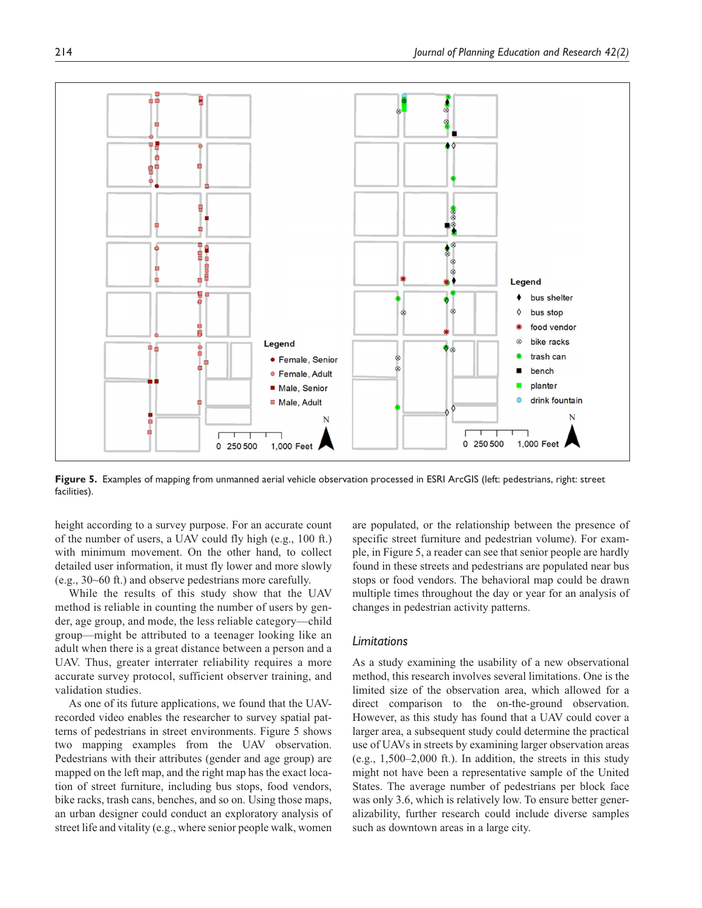**Figure 5.** Examples of mapping from unmanned aerial vehicle observation processed in ESRI ArcGIS (left: pedestrians, right: street facilities).

height according to a survey purpose. For an accurate count of the number of users, a UAV could fly high (e.g., 100 ft.) with minimum movement. On the other hand, to collect detailed user information, it must fly lower and more slowly (e.g., 30~60 ft.) and observe pedestrians more carefully.

While the results of this study show that the UAV method is reliable in counting the number of users by gender, age group, and mode, the less reliable category—child group—might be attributed to a teenager looking like an adult when there is a great distance between a person and a UAV. Thus, greater interrater reliability requires a more accurate survey protocol, sufficient observer training, and validation studies.

As one of its future applications, we found that the UAV-recorded video enables the researcher to survey spatial patterns of pedestrians in street environments. Figure 5 shows two mapping examples from the UAV observation. Pedestrians with their attributes (gender and age group) are mapped on the left map, and the right map has the exact location of street furniture, including bus stops, food vendors, bike racks, trash cans, benches, and so on. Using those maps, an urban designer could conduct an exploratory analysis of street life and vitality (e.g., where senior people walk, women are populated, or the relationship between the presence of specific street furniture and pedestrian volume). For example, in Figure 5, a reader can see that senior people are hardly found in these streets and pedestrians are populated near bus stops or food vendors. The behavioral map could be drawn multiple times throughout the day or year for an analysis of changes in pedestrian activity patterns.

### *Limitations*

As a study examining the usability of a new observational method, this research involves several limitations. One is the limited size of the observation area, which allowed for a direct comparison to the on-the-ground observation. However, as this study has found that a UAV could cover a larger area, a subsequent study could determine the practical use of UAVs in streets by examining larger observation areas (e.g., 1,500–2,000 ft.). In addition, the streets in this study might not have been a representative sample of the United States. The average number of pedestrians per block face was only 3.6, which is relatively low. To ensure better generalizability, further research could include diverse samples such as downtown areas in a large city.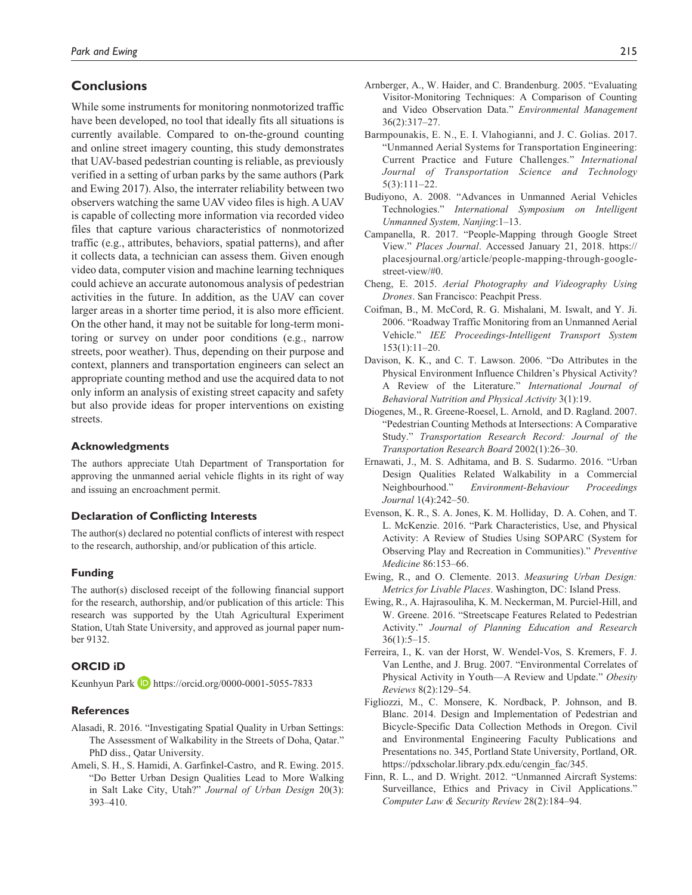## Conclusions

While some instruments for monitoring nonmotorized traffic have been developed, no tool that ideally fits all situations is currently available. Compared to on-the-ground counting and online street imagery counting, this study demonstrates that UAV-based pedestrian counting is reliable, as previously verified in a setting of urban parks by the same authors (Park and Ewing 2017). Also, the interrater reliability between two observers watching the same UAV video files is high. A UAV is capable of collecting more information via recorded video files that capture various characteristics of nonmotorized traffic (e.g., attributes, behaviors, spatial patterns), and after it collects data, a technician can assess them. Given enough video data, computer vision and machine learning techniques could achieve an accurate autonomous analysis of pedestrian activities in the future. In addition, as the UAV can cover larger areas in a shorter time period, it is also more efficient. On the other hand, it may not be suitable for long-term monitoring or survey on under poor conditions (e.g., narrow streets, poor weather). Thus, depending on their purpose and context, planners and transportation engineers can select an appropriate counting method and use the acquired data to not only inform an analysis of existing street capacity and safety but also provide ideas for proper interventions on existing streets.

### Acknowledgments

The authors appreciate Utah Department of Transportation for approving the unmanned aerial vehicle flights in its right of way and issuing an encroachment permit.

### Declaration of Conflicting Interests

The author(s) declared no potential conflicts of interest with respect to the research, authorship, and/or publication of this article.

### Funding

The author(s) disclosed receipt of the following financial support for the research, authorship, and/or publication of this article: This research was supported by the Utah Agricultural Experiment Station, Utah State University, and approved as journal paper number 9132.

### ORCID iD

Keunhyun Park https://orcid.org/0000-0001-5055-7833

### References

Alasadi, R. 2016. "Investigating Spatial Quality in Urban Settings: The Assessment of Walkability in the Streets of Doha, Qatar." PhD diss., Qatar University.

Ameli, S. H., S. Hamidi, A. Garfinkel-Castro, and R. Ewing. 2015. "Do Better Urban Design Qualities Lead to More Walking in Salt Lake City, Utah?" *Journal of Urban Design* 20(3): 393–410.

Arnberger, A., W. Haider, and C. Brandenburg. 2005. "Evaluating Visitor-Monitoring Techniques: A Comparison of Counting and Video Observation Data." *Environmental Management* 36(2):317–27.

Barmpounakis, E. N., E. I. Vlahogianni, and J. C. Golias. 2017. "Unmanned Aerial Systems for Transportation Engineering: Current Practice and Future Challenges." *International Journal of Transportation Science and Technology* 5(3):111–22.

Budiyono, A. 2008. "Advances in Unmanned Aerial Vehicles Technologies." *International Symposium on Intelligent Unmanned System, Nanjing*:1–13.

Campanella, R. 2017. "People-Mapping through Google Street View." *Places Journal*. Accessed January 21, 2018. https://placesjournal.org/article/people-mapping-through-google-street-view/#0.

Cheng, E. 2015. *Aerial Photography and Videography Using Drones*. San Francisco: Peachpit Press.

Coifman, B., M. McCord, R. G. Mishalani, M. Iswalt, and Y. Ji. 2006. "Roadway Traffic Monitoring from an Unmanned Aerial Vehicle." *IEE Proceedings-Intelligent Transport System* 153(1):11–20.

Davison, K. K., and C. T. Lawson. 2006. "Do Attributes in the Physical Environment Influence Children's Physical Activity? A Review of the Literature." *International Journal of Behavioral Nutrition and Physical Activity* 3(1):19.

Diogenes, M., R. Greene-Roesel, L. Arnold, and D. Ragland. 2007. "Pedestrian Counting Methods at Intersections: A Comparative Study." *Transportation Research Record: Journal of the Transportation Research Board* 2002(1):26–30.

Ernawati, J., M. S. Adhitama, and B. S. Sudarmo. 2016. "Urban Design Qualities Related Walkability in a Commercial Neighbourhood." *Environment-Behaviour Proceedings Journal* 1(4):242–50.

Evenson, K. R., S. A. Jones, K. M. Holliday, D. A. Cohen, and T. L. McKenzie. 2016. "Park Characteristics, Use, and Physical Activity: A Review of Studies Using SOPARC (System for Observing Play and Recreation in Communities)." *Preventive Medicine* 86:153–66.

Ewing, R., and O. Clemente. 2013. *Measuring Urban Design: Metrics for Livable Places*. Washington, DC: Island Press.

Ewing, R., A. Hajrasouliha, K. M. Neckerman, M. Purciel-Hill, and W. Greene. 2016. "Streetscape Features Related to Pedestrian Activity." *Journal of Planning Education and Research* 36(1):5–15.

Ferreira, I., K. van der Horst, W. Wendel-Vos, S. Kremers, F. J. Van Lenthe, and J. Brug. 2007. "Environmental Correlates of Physical Activity in Youth—A Review and Update." *Obesity Reviews* 8(2):129–54.

Figliozzi, M., C. Monsere, K. Nordback, P. Johnson, and B. Blanc. 2014. Design and Implementation of Pedestrian and Bicycle-Specific Data Collection Methods in Oregon. Civil and Environmental Engineering Faculty Publications and Presentations no. 345, Portland State University, Portland, OR. https://pdxscholar.library.pdx.edu/cengin_fac/345.

Finn, R. L., and D. Wright. 2012. "Unmanned Aircraft Systems: Surveillance, Ethics and Privacy in Civil Applications." *Computer Law & Security Review* 28(2):184–94.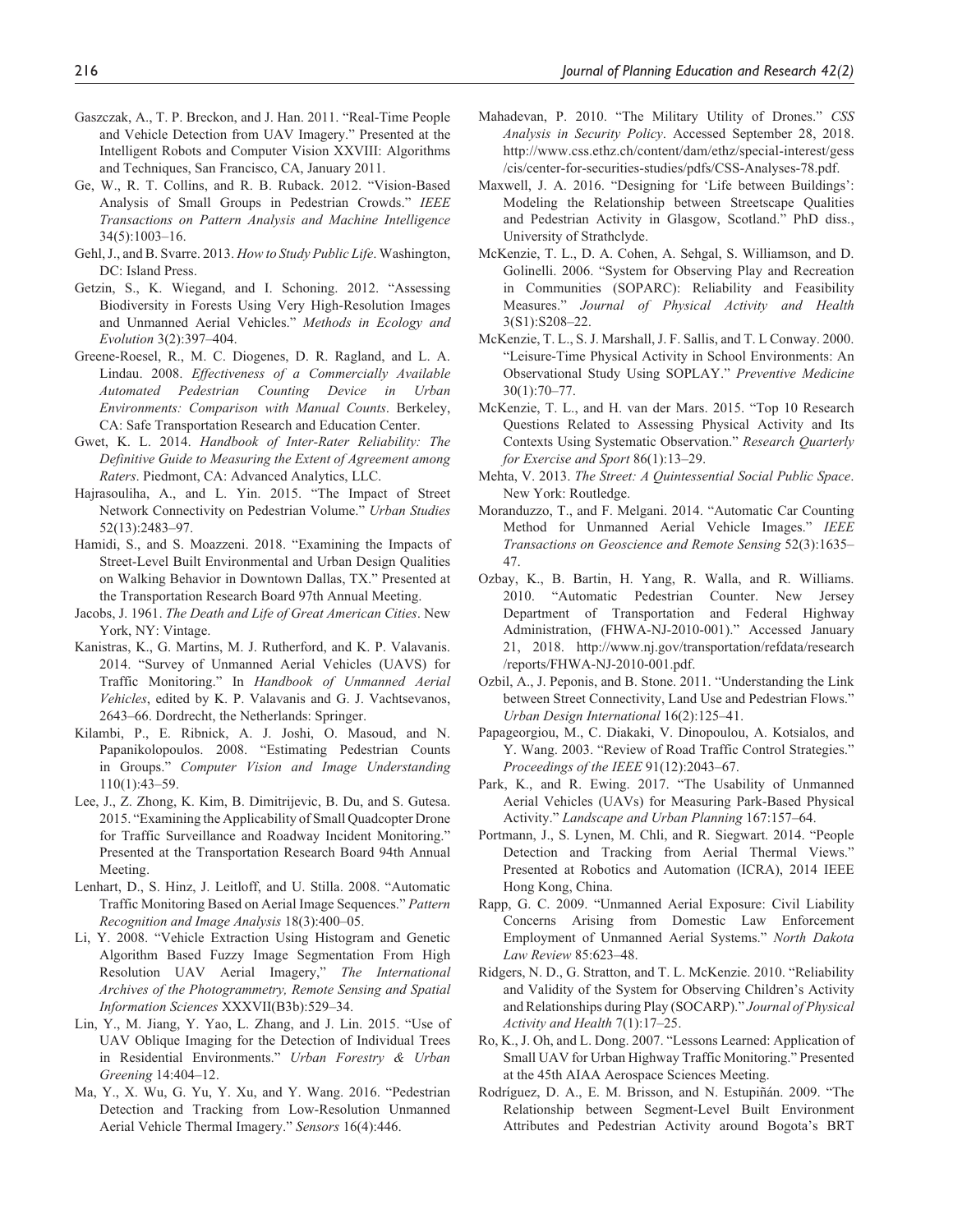Gaszczak, A., T. P. Breckon, and J. Han. 2011. "Real-Time People and Vehicle Detection from UAV Imagery." Presented at the Intelligent Robots and Computer Vision XXVIII: Algorithms and Techniques, San Francisco, CA, January 2011.

Ge, W., R. T. Collins, and R. B. Ruback. 2012. "Vision-Based Analysis of Small Groups in Pedestrian Crowds." *IEEE Transactions on Pattern Analysis and Machine Intelligence* 34(5):1003–16.

Gehl, J., and B. Svarre. 2013. *How to Study Public Life*. Washington, DC: Island Press.

Getzin, S., K. Wiegand, and I. Schoning. 2012. "Assessing Biodiversity in Forests Using Very High-Resolution Images and Unmanned Aerial Vehicles." *Methods in Ecology and Evolution* 3(2):397–404.

Greene-Roesel, R., M. C. Diogenes, D. R. Ragland, and L. A. Lindau. 2008. *Effectiveness of a Commercially Available Automated Pedestrian Counting Device in Urban Environments: Comparison with Manual Counts*. Berkeley, CA: Safe Transportation Research and Education Center.

Gwet, K. L. 2014. *Handbook of Inter-Rater Reliability: The Definitive Guide to Measuring the Extent of Agreement among Raters*. Piedmont, CA: Advanced Analytics, LLC.

Hajrasouliha, A., and L. Yin. 2015. "The Impact of Street Network Connectivity on Pedestrian Volume." *Urban Studies* 52(13):2483–97.

Hamidi, S., and S. Moazzeni. 2018. "Examining the Impacts of Street-Level Built Environmental and Urban Design Qualities on Walking Behavior in Downtown Dallas, TX." Presented at the Transportation Research Board 97th Annual Meeting.

Jacobs, J. 1961. *The Death and Life of Great American Cities*. New York, NY: Vintage.

Kanistras, K., G. Martins, M. J. Rutherford, and K. P. Valavanis. 2014. "Survey of Unmanned Aerial Vehicles (UAVS) for Traffic Monitoring." In *Handbook of Unmanned Aerial Vehicles*, edited by K. P. Valavanis and G. J. Vachtsevanos, 2643–66. Dordrecht, the Netherlands: Springer.

Kilambi, P., E. Ribnick, A. J. Joshi, O. Masoud, and N. Papanikolopoulos. 2008. "Estimating Pedestrian Counts in Groups." *Computer Vision and Image Understanding* 110(1):43–59.

Lee, J., Z. Zhong, K. Kim, B. Dimitrijevic, B. Du, and S. Gutesa. 2015. "Examining the Applicability of Small Quadcopter Drone for Traffic Surveillance and Roadway Incident Monitoring." Presented at the Transportation Research Board 94th Annual Meeting.

Lenhart, D., S. Hinz, J. Leitloff, and U. Stilla. 2008. "Automatic Traffic Monitoring Based on Aerial Image Sequences." *Pattern Recognition and Image Analysis* 18(3):400–05.

Li, Y. 2008. "Vehicle Extraction Using Histogram and Genetic Algorithm Based Fuzzy Image Segmentation From High Resolution UAV Aerial Imagery," *The International Archives of the Photogrammetry, Remote Sensing and Spatial Information Sciences* XXXVII(B3b):529–34.

Lin, Y., M. Jiang, Y. Yao, L. Zhang, and J. Lin. 2015. "Use of UAV Oblique Imaging for the Detection of Individual Trees in Residential Environments." *Urban Forestry & Urban Greening* 14:404–12.

Ma, Y., X. Wu, G. Yu, Y. Xu, and Y. Wang. 2016. "Pedestrian Detection and Tracking from Low-Resolution Unmanned Aerial Vehicle Thermal Imagery." *Sensors* 16(4):446.

Mahadevan, P. 2010. "The Military Utility of Drones." *CSS Analysis in Security Policy*. Accessed September 28, 2018. http://www.css.ethz.ch/content/dam/ethz/special-interest/gess/cis/center-for-securities-studies/pdfs/CSS-Analyses-78.pdf.

Maxwell, J. A. 2016. "Designing for 'Life between Buildings': Modeling the Relationship between Streetscape Qualities and Pedestrian Activity in Glasgow, Scotland." PhD diss., University of Strathclyde.

McKenzie, T. L., D. A. Cohen, A. Sehgal, S. Williamson, and D. Golinelli. 2006. "System for Observing Play and Recreation in Communities (SOPARC): Reliability and Feasibility Measures." *Journal of Physical Activity and Health* 3(S1):S208–22.

McKenzie, T. L., S. J. Marshall, J. F. Sallis, and T. L Conway. 2000. "Leisure-Time Physical Activity in School Environments: An Observational Study Using SOPLAY." *Preventive Medicine* 30(1):70–77.

McKenzie, T. L., and H. van der Mars. 2015. "Top 10 Research Questions Related to Assessing Physical Activity and Its Contexts Using Systematic Observation." *Research Quarterly for Exercise and Sport* 86(1):13–29.

Mehta, V. 2013. *The Street: A Quintessential Social Public Space*. New York: Routledge.

Moranduzzo, T., and F. Melgani. 2014. "Automatic Car Counting Method for Unmanned Aerial Vehicle Images." *IEEE Transactions on Geoscience and Remote Sensing* 52(3):1635–47.

Ozbay, K., B. Bartin, H. Yang, R. Walla, and R. Williams. 2010. "Automatic Pedestrian Counter. New Jersey Department of Transportation and Federal Highway Administration, (FHWA-NJ-2010-001)." Accessed January 21, 2018. http://www.nj.gov/transportation/refdata/research/reports/FHWA-NJ-2010-001.pdf.

Ozbil, A., J. Peponis, and B. Stone. 2011. "Understanding the Link between Street Connectivity, Land Use and Pedestrian Flows." *Urban Design International* 16(2):125–41.

Papageorgiou, M., C. Diakaki, V. Dinopoulou, A. Kotsialos, and Y. Wang. 2003. "Review of Road Traffic Control Strategies." *Proceedings of the IEEE* 91(12):2043–67.

Park, K., and R. Ewing. 2017. "The Usability of Unmanned Aerial Vehicles (UAVs) for Measuring Park-Based Physical Activity." *Landscape and Urban Planning* 167:157–64.

Portmann, J., S. Lynen, M. Chli, and R. Siegwart. 2014. "People Detection and Tracking from Aerial Thermal Views." Presented at Robotics and Automation (ICRA), 2014 IEEE Hong Kong, China.

Rapp, G. C. 2009. "Unmanned Aerial Exposure: Civil Liability Concerns Arising from Domestic Law Enforcement Employment of Unmanned Aerial Systems." *North Dakota Law Review* 85:623–48.

Ridgers, N. D., G. Stratton, and T. L. McKenzie. 2010. "Reliability and Validity of the System for Observing Children's Activity and Relationships during Play (SOCARP)." *Journal of Physical Activity and Health* 7(1):17–25.

Ro, K., J. Oh, and L. Dong. 2007. "Lessons Learned: Application of Small UAV for Urban Highway Traffic Monitoring." Presented at the 45th AIAA Aerospace Sciences Meeting.

Rodríguez, D. A., E. M. Brisson, and N. Estupiñán. 2009. "The Relationship between Segment-Level Built Environment Attributes and Pedestrian Activity around Bogota's BRT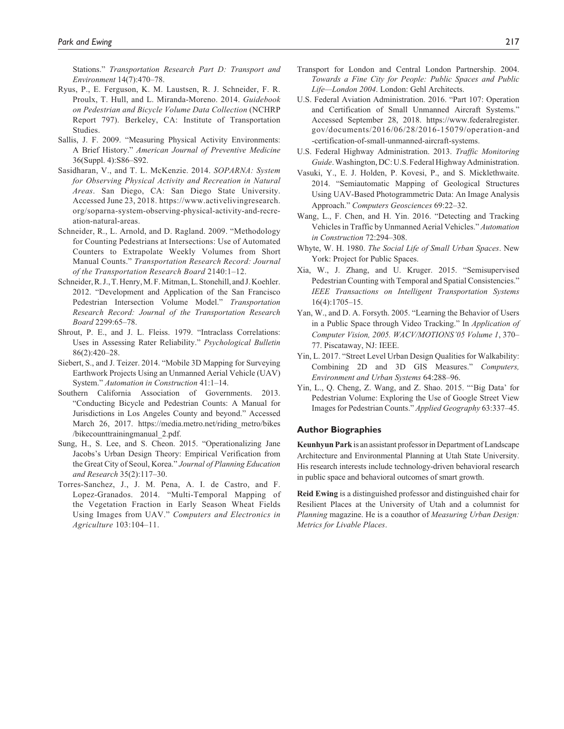Stations." *Transportation Research Part D: Transport and Environment* 14(7):470–78.

Ryus, P., E. Ferguson, K. M. Laustsen, R. J. Schneider, F. R. Proulx, T. Hull, and L. Miranda-Moreno. 2014. *Guidebook on Pedestrian and Bicycle Volume Data Collection* (NCHRP Report 797). Berkeley, CA: Institute of Transportation Studies.

Sallis, J. F. 2009. "Measuring Physical Activity Environments: A Brief History." *American Journal of Preventive Medicine* 36(Suppl. 4):S86–S92.

Sasidharan, V., and T. L. McKenzie. 2014. *SOPARNA: System for Observing Physical Activity and Recreation in Natural Areas*. San Diego, CA: San Diego State University. Accessed June 23, 2018. https://www.activelivingresearch.org/soparna-system-observing-physical-activity-and-recreation-natural-areas.

Schneider, R., L. Arnold, and D. Ragland. 2009. "Methodology for Counting Pedestrians at Intersections: Use of Automated Counters to Extrapolate Weekly Volumes from Short Manual Counts." *Transportation Research Record: Journal of the Transportation Research Board* 2140:1–12.

Schneider, R. J., T. Henry, M. F. Mitman, L. Stonehill, and J. Koehler. 2012. "Development and Application of the San Francisco Pedestrian Intersection Volume Model." *Transportation Research Record: Journal of the Transportation Research Board* 2299:65–78.

Shrout, P. E., and J. L. Fleiss. 1979. "Intraclass Correlations: Uses in Assessing Rater Reliability." *Psychological Bulletin* 86(2):420–28.

Siebert, S., and J. Teizer. 2014. "Mobile 3D Mapping for Surveying Earthwork Projects Using an Unmanned Aerial Vehicle (UAV) System." *Automation in Construction* 41:1–14.

Southern California Association of Governments. 2013. "Conducting Bicycle and Pedestrian Counts: A Manual for Jurisdictions in Los Angeles County and beyond." Accessed March 26, 2017. https://media.metro.net/riding_metro/bikes/bikecounttrainingmanual_2.pdf.

Sung, H., S. Lee, and S. Cheon. 2015. "Operationalizing Jane Jacobs's Urban Design Theory: Empirical Verification from the Great City of Seoul, Korea." *Journal of Planning Education and Research* 35(2):117–30.

Torres-Sanchez, J., J. M. Pena, A. I. de Castro, and F. Lopez-Granados. 2014. "Multi-Temporal Mapping of the Vegetation Fraction in Early Season Wheat Fields Using Images from UAV." *Computers and Electronics in Agriculture* 103:104–11.

Transport for London and Central London Partnership. 2004. *Towards a Fine City for People: Public Spaces and Public Life—London 2004*. London: Gehl Architects.

U.S. Federal Aviation Administration. 2016. "Part 107: Operation and Certification of Small Unmanned Aircraft Systems." Accessed September 28, 2018. https://www.federalregister.gov/documents/2016/06/28/2016-15079/operation-and-certification-of-small-unmanned-aircraft-systems.

U.S. Federal Highway Administration. 2013. *Traffic Monitoring Guide*. Washington, DC: U.S. Federal Highway Administration.

Vasuki, Y., E. J. Holden, P. Kovesi, P., and S. Micklethwaite. 2014. "Semiautomatic Mapping of Geological Structures Using UAV-Based Photogrammetric Data: An Image Analysis Approach." *Computers Geosciences* 69:22–32.

Wang, L., F. Chen, and H. Yin. 2016. "Detecting and Tracking Vehicles in Traffic by Unmanned Aerial Vehicles." *Automation in Construction* 72:294–308.

Whyte, W. H. 1980. *The Social Life of Small Urban Spaces*. New York: Project for Public Spaces.

Xia, W., J. Zhang, and U. Kruger. 2015. "Semisupervised Pedestrian Counting with Temporal and Spatial Consistencies." *IEEE Transactions on Intelligent Transportation Systems* 16(4):1705–15.

Yan, W., and D. A. Forsyth. 2005. "Learning the Behavior of Users in a Public Space through Video Tracking." In *Application of Computer Vision, 2005. WACV/MOTIONS'05 Volume 1*, 370–77. Piscataway, NJ: IEEE.

Yin, L. 2017. "Street Level Urban Design Qualities for Walkability: Combining 2D and 3D GIS Measures." *Computers, Environment and Urban Systems* 64:288–96.

Yin, L., Q. Cheng, Z. Wang, and Z. Shao. 2015. "'Big Data' for Pedestrian Volume: Exploring the Use of Google Street View Images for Pedestrian Counts." *Applied Geography* 63:337–45.

## Author Biographies

**Keunhyun Park** is an assistant professor in Department of Landscape Architecture and Environmental Planning at Utah State University. His research interests include technology-driven behavioral research in public space and behavioral outcomes of smart growth.

**Reid Ewing** is a distinguished professor and distinguished chair for Resilient Places at the University of Utah and a columnist for *Planning* magazine. He is a coauthor of *Measuring Urban Design: Metrics for Livable Places*.